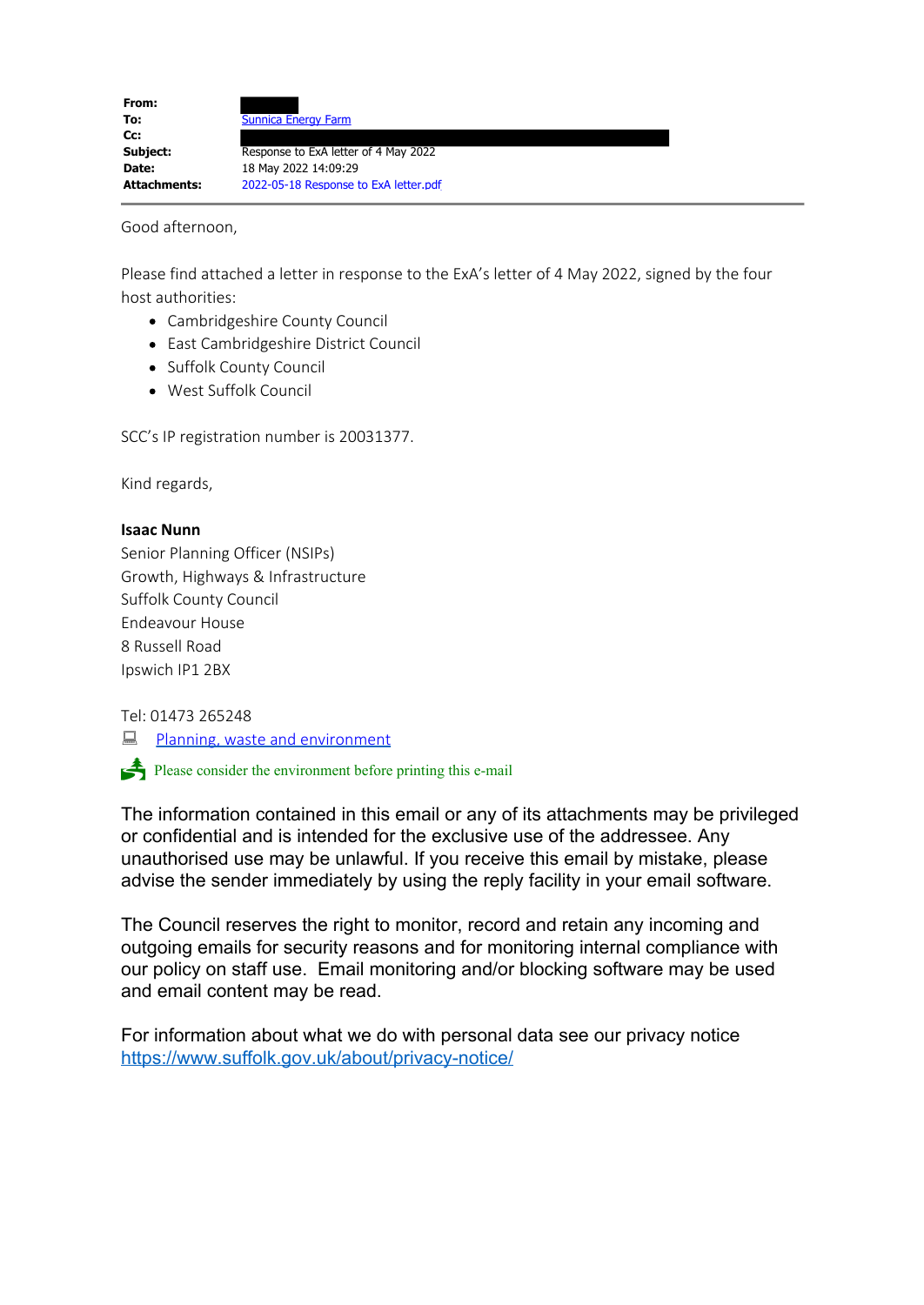| | |
|---|---|
| **From:** | |
| **To:** | Sunnica Energy Farm |
| **Cc:** | |
| **Subject:** | Response to ExA letter of 4 May 2022 |
| **Date:** | 18 May 2022 14:09:29 |
| **Attachments:** | 2022-05-18 Response to ExA letter.pdf |

---

Good afternoon,

Please find attached a letter in response to the ExA's letter of 4 May 2022, signed by the four host authorities:

- Cambridgeshire County Council
- East Cambridgeshire District Council
- Suffolk County Council
- West Suffolk Council

SCC's IP registration number is 20031377.

Kind regards,

**Isaac Nunn**
Senior Planning Officer (NSIPs)
Growth, Highways & Infrastructure
Suffolk County Council
Endeavour House
8 Russell Road
Ipswich IP1 2BX

Tel: 01473 265248
Planning, waste and environment

Please consider the environment before printing this e-mail

The information contained in this email or any of its attachments may be privileged or confidential and is intended for the exclusive use of the addressee. Any unauthorised use may be unlawful. If you receive this email by mistake, please advise the sender immediately by using the reply facility in your email software.

The Council reserves the right to monitor, record and retain any incoming and outgoing emails for security reasons and for monitoring internal compliance with our policy on staff use. Email monitoring and/or blocking software may be used and email content may be read.

For information about what we do with personal data see our privacy notice https://www.suffolk.gov.uk/about/privacy-notice/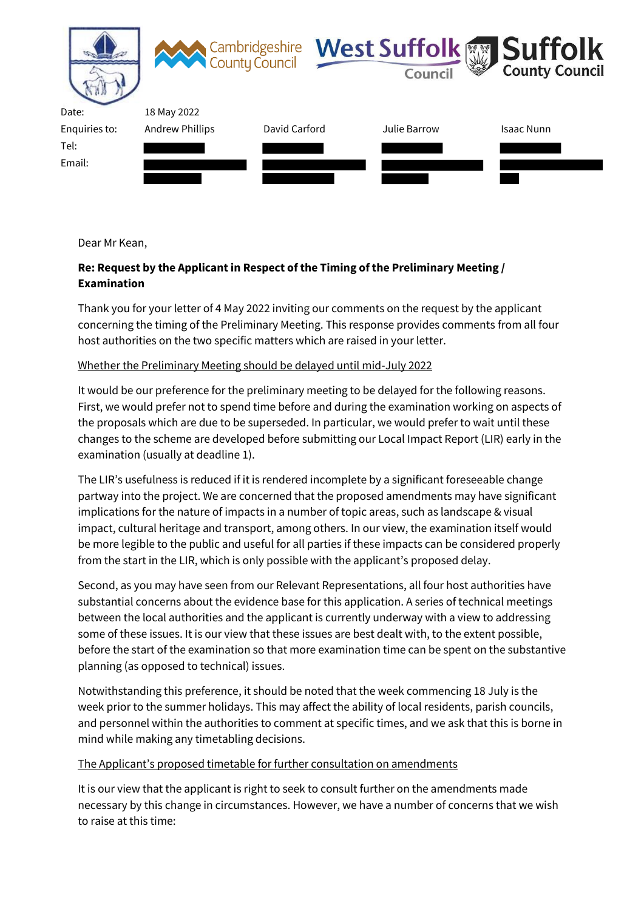| Date: | 18 May 2022 | | | |
| --- | --- | --- | --- | --- |
| Enquiries to: | Andrew Phillips | David Carford | Julie Barrow | Isaac Nunn |
| Tel: | | | | |
| Email: | | | | |

Dear Mr Kean,

**Re: Request by the Applicant in Respect of the Timing of the Preliminary Meeting / Examination**

Thank you for your letter of 4 May 2022 inviting our comments on the request by the applicant concerning the timing of the Preliminary Meeting. This response provides comments from all four host authorities on the two specific matters which are raised in your letter.

Whether the Preliminary Meeting should be delayed until mid-July 2022

It would be our preference for the preliminary meeting to be delayed for the following reasons. First, we would prefer not to spend time before and during the examination working on aspects of the proposals which are due to be superseded. In particular, we would prefer to wait until these changes to the scheme are developed before submitting our Local Impact Report (LIR) early in the examination (usually at deadline 1).

The LIR's usefulness is reduced if it is rendered incomplete by a significant foreseeable change partway into the project. We are concerned that the proposed amendments may have significant implications for the nature of impacts in a number of topic areas, such as landscape & visual impact, cultural heritage and transport, among others. In our view, the examination itself would be more legible to the public and useful for all parties if these impacts can be considered properly from the start in the LIR, which is only possible with the applicant's proposed delay.

Second, as you may have seen from our Relevant Representations, all four host authorities have substantial concerns about the evidence base for this application. A series of technical meetings between the local authorities and the applicant is currently underway with a view to addressing some of these issues. It is our view that these issues are best dealt with, to the extent possible, before the start of the examination so that more examination time can be spent on the substantive planning (as opposed to technical) issues.

Notwithstanding this preference, it should be noted that the week commencing 18 July is the week prior to the summer holidays. This may affect the ability of local residents, parish councils, and personnel within the authorities to comment at specific times, and we ask that this is borne in mind while making any timetabling decisions.

The Applicant's proposed timetable for further consultation on amendments

It is our view that the applicant is right to seek to consult further on the amendments made necessary by this change in circumstances. However, we have a number of concerns that we wish to raise at this time: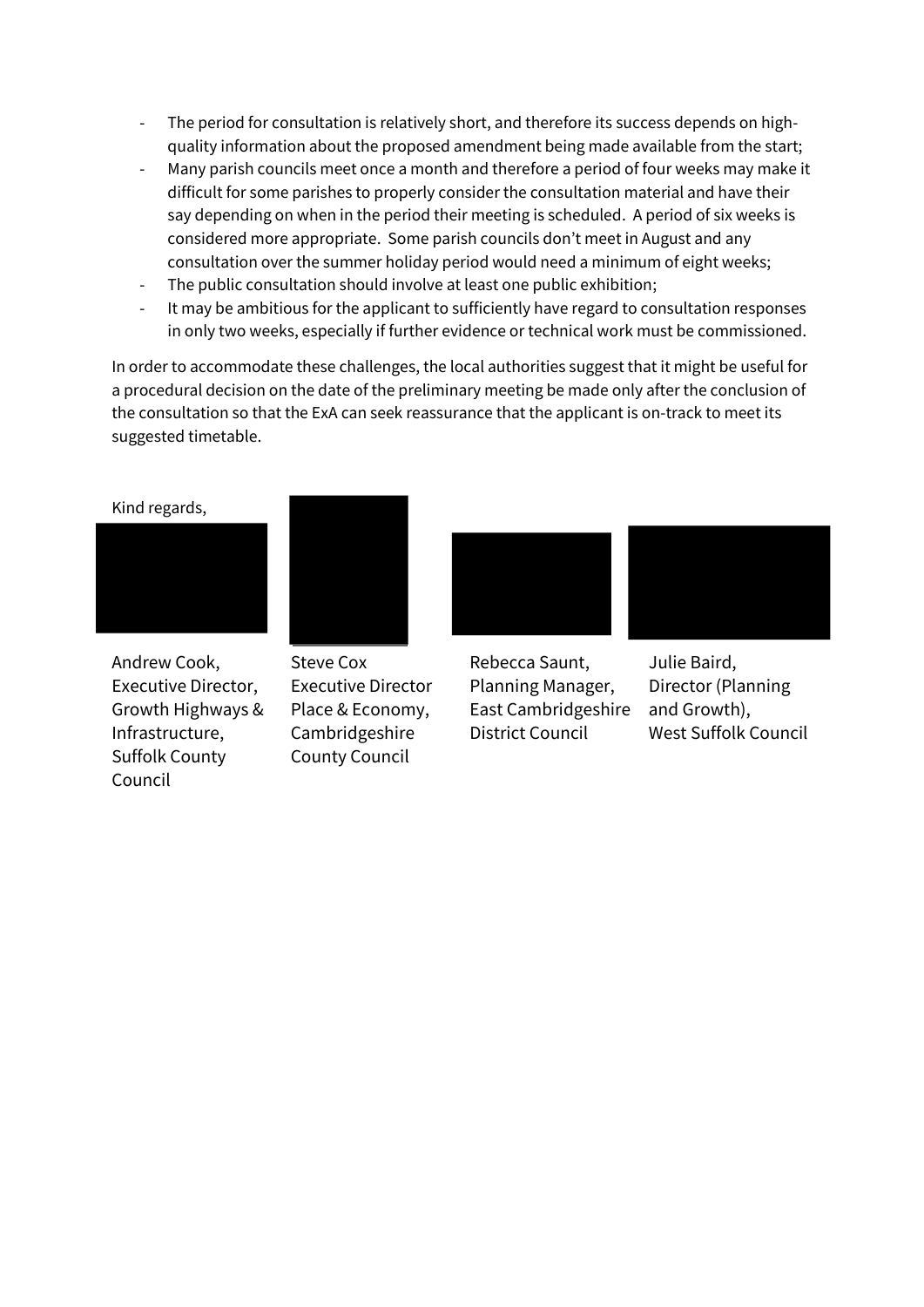- The period for consultation is relatively short, and therefore its success depends on high-quality information about the proposed amendment being made available from the start;
- Many parish councils meet once a month and therefore a period of four weeks may make it difficult for some parishes to properly consider the consultation material and have their say depending on when in the period their meeting is scheduled. A period of six weeks is considered more appropriate. Some parish councils don't meet in August and any consultation over the summer holiday period would need a minimum of eight weeks;
- The public consultation should involve at least one public exhibition;
- It may be ambitious for the applicant to sufficiently have regard to consultation responses in only two weeks, especially if further evidence or technical work must be commissioned.

In order to accommodate these challenges, the local authorities suggest that it might be useful for a procedural decision on the date of the preliminary meeting be made only after the conclusion of the consultation so that the ExA can seek reassurance that the applicant is on-track to meet its suggested timetable.

Kind regards,

Andrew Cook, Executive Director, Growth Highways & Infrastructure, Suffolk County Council

Steve Cox Executive Director Place & Economy, Cambridgeshire County Council

Rebecca Saunt, Planning Manager, East Cambridgeshire District Council

Julie Baird, Director (Planning and Growth), West Suffolk Council